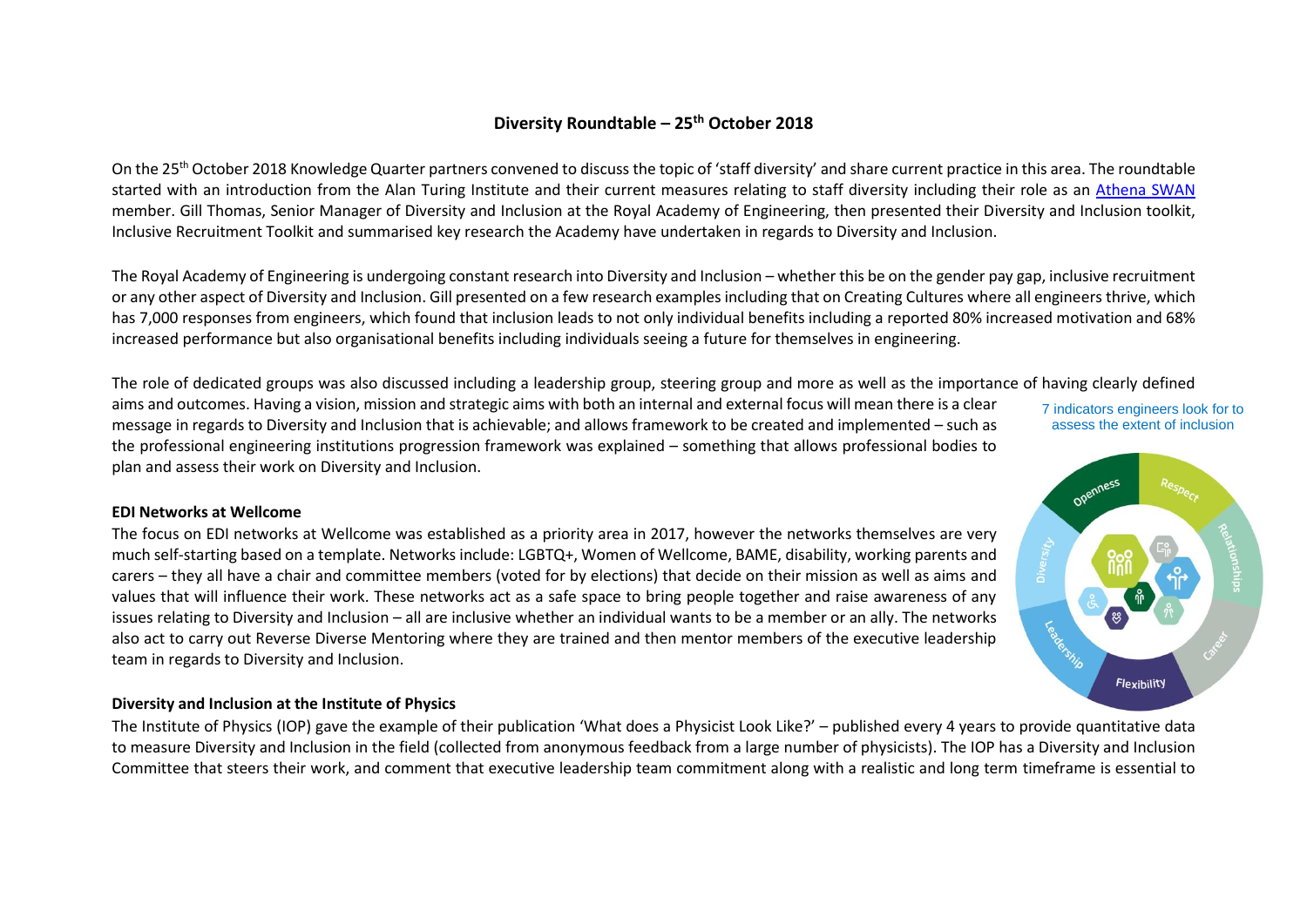# Diversity Roundtable – 25th October 2018

On the 25th October 2018 Knowledge Quarter partners convened to discuss the topic of 'staff diversity' and share current practice in this area. The roundtable started with an introduction from the Alan Turing Institute and their current measures relating to staff diversity including their role as an [Athena SWAN](Athena SWAN) member. Gill Thomas, Senior Manager of Diversity and Inclusion at the Royal Academy of Engineering, then presented their Diversity and Inclusion toolkit, Inclusive Recruitment Toolkit and summarised key research the Academy have undertaken in regards to Diversity and Inclusion.

The Royal Academy of Engineering is undergoing constant research into Diversity and Inclusion – whether this be on the gender pay gap, inclusive recruitment or any other aspect of Diversity and Inclusion. Gill presented on a few research examples including that on Creating Cultures where all engineers thrive, which has 7,000 responses from engineers, which found that inclusion leads to not only individual benefits including a reported 80% increased motivation and 68% increased performance but also organisational benefits including individuals seeing a future for themselves in engineering.

The role of dedicated groups was also discussed including a leadership group, steering group and more as well as the importance of having clearly defined aims and outcomes. Having a vision, mission and strategic aims with both an internal and external focus will mean there is a clear message in regards to Diversity and Inclusion that is achievable; and allows framework to be created and implemented – such as the professional engineering institutions progression framework was explained – something that allows professional bodies to plan and assess their work on Diversity and Inclusion.

7 indicators engineers look for to assess the extent of inclusion

Openness, Respect, Relationships, Career, Flexibility, Leadership, Diversity

### EDI Networks at Wellcome

The focus on EDI networks at Wellcome was established as a priority area in 2017, however the networks themselves are very much self-starting based on a template. Networks include: LGBTQ+, Women of Wellcome, BAME, disability, working parents and carers – they all have a chair and committee members (voted for by elections) that decide on their mission as well as aims and values that will influence their work. These networks act as a safe space to bring people together and raise awareness of any issues relating to Diversity and Inclusion – all are inclusive whether an individual wants to be a member or an ally. The networks also act to carry out Reverse Diverse Mentoring where they are trained and then mentor members of the executive leadership team in regards to Diversity and Inclusion.

### Diversity and Inclusion at the Institute of Physics

The Institute of Physics (IOP) gave the example of their publication 'What does a Physicist Look Like?' – published every 4 years to provide quantitative data to measure Diversity and Inclusion in the field (collected from anonymous feedback from a large number of physicists). The IOP has a Diversity and Inclusion Committee that steers their work, and comment that executive leadership team commitment along with a realistic and long term timeframe is essential to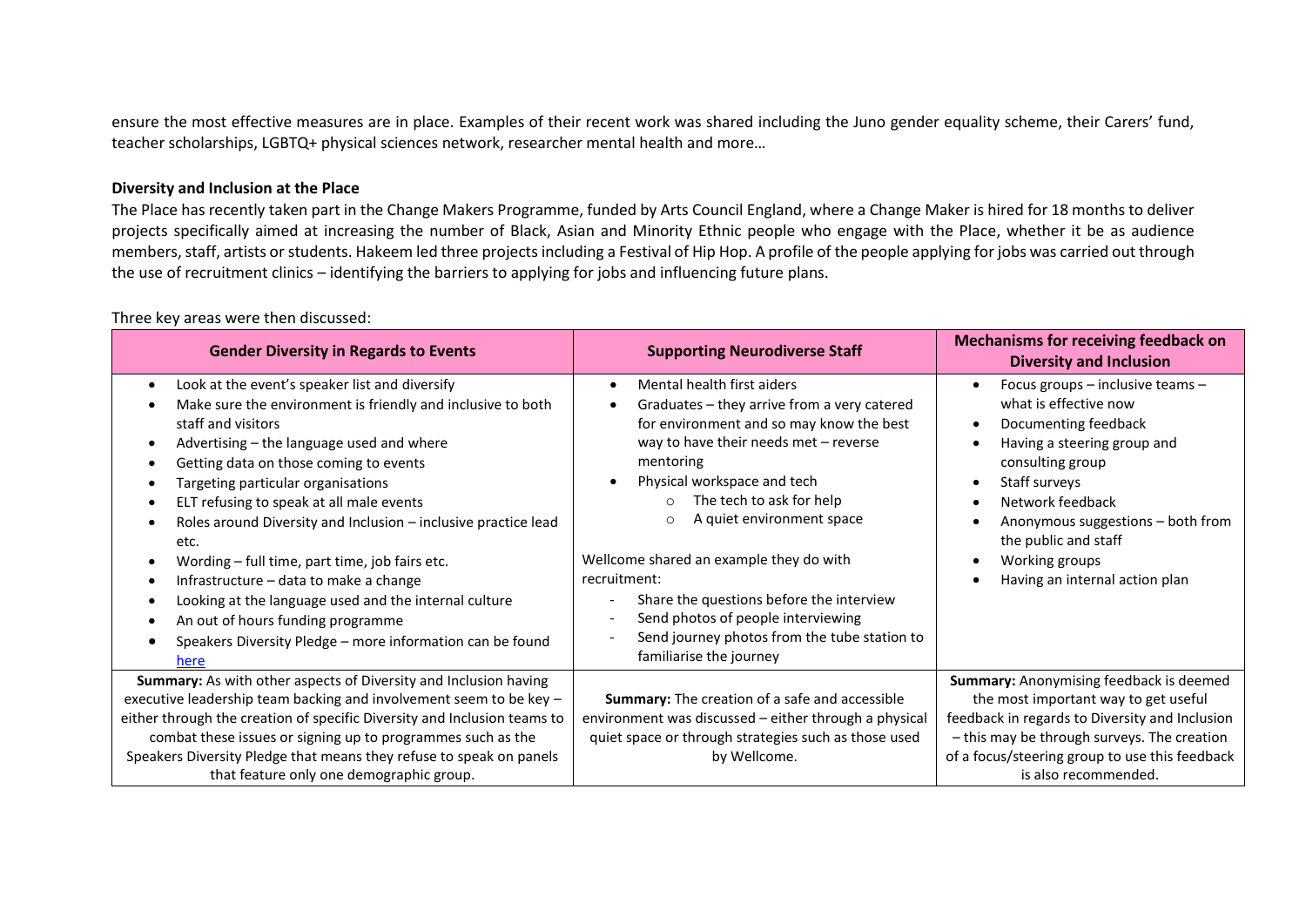ensure the most effective measures are in place. Examples of their recent work was shared including the Juno gender equality scheme, their Carers' fund, teacher scholarships, LGBTQ+ physical sciences network, researcher mental health and more…

**Diversity and Inclusion at the Place**

The Place has recently taken part in the Change Makers Programme, funded by Arts Council England, where a Change Maker is hired for 18 months to deliver projects specifically aimed at increasing the number of Black, Asian and Minority Ethnic people who engage with the Place, whether it be as audience members, staff, artists or students. Hakeem led three projects including a Festival of Hip Hop. A profile of the people applying for jobs was carried out through the use of recruitment clinics – identifying the barriers to applying for jobs and influencing future plans.

Three key areas were then discussed:

| Gender Diversity in Regards to Events | Supporting Neurodiverse Staff | Mechanisms for receiving feedback on Diversity and Inclusion |
|---|---|---|
| • Look at the event's speaker list and diversify<br>• Make sure the environment is friendly and inclusive to both staff and visitors<br>• Advertising – the language used and where<br>• Getting data on those coming to events<br>• Targeting particular organisations<br>• ELT refusing to speak at all male events<br>• Roles around Diversity and Inclusion – inclusive practice lead etc.<br>• Wording – full time, part time, job fairs etc.<br>• Infrastructure – data to make a change<br>• Looking at the language used and the internal culture<br>• An out of hours funding programme<br>• Speakers Diversity Pledge – more information can be found here | • Mental health first aiders<br>• Graduates – they arrive from a very catered for environment and so may know the best way to have their needs met – reverse mentoring<br>• Physical workspace and tech<br>&nbsp;&nbsp;○ The tech to ask for help<br>&nbsp;&nbsp;○ A quiet environment space<br><br>Wellcome shared an example they do with recruitment:<br>- Share the questions before the interview<br>- Send photos of people interviewing<br>- Send journey photos from the tube station to familiarise the journey | • Focus groups – inclusive teams – what is effective now<br>• Documenting feedback<br>• Having a steering group and consulting group<br>• Staff surveys<br>• Network feedback<br>• Anonymous suggestions – both from the public and staff<br>• Working groups<br>• Having an internal action plan |
| **Summary:** As with other aspects of Diversity and Inclusion having executive leadership team backing and involvement seem to be key – either through the creation of specific Diversity and Inclusion teams to combat these issues or signing up to programmes such as the Speakers Diversity Pledge that means they refuse to speak on panels that feature only one demographic group. | **Summary:** The creation of a safe and accessible environment was discussed – either through a physical quiet space or through strategies such as those used by Wellcome. | **Summary:** Anonymising feedback is deemed the most important way to get useful feedback in regards to Diversity and Inclusion – this may be through surveys. The creation of a focus/steering group to use this feedback is also recommended. |